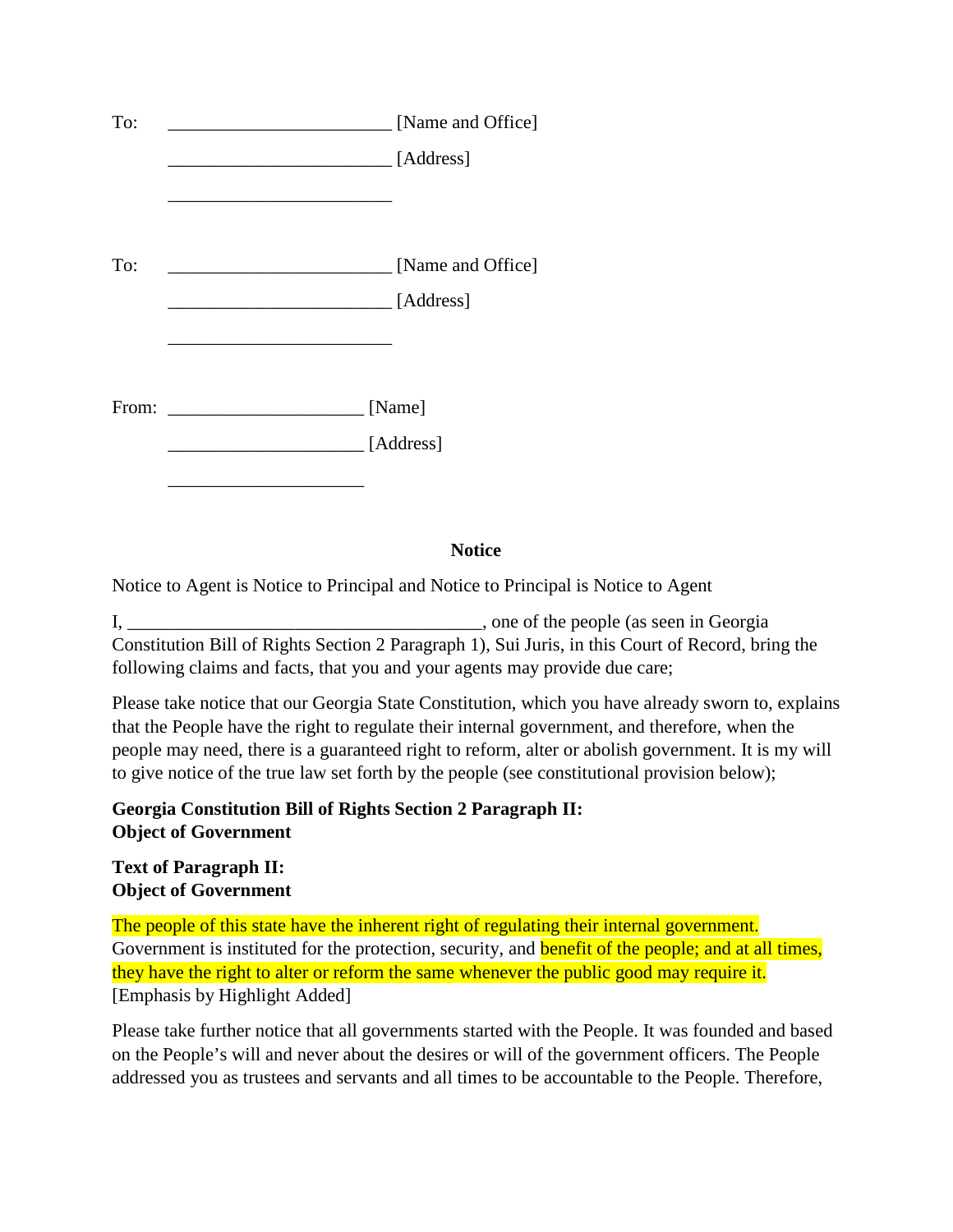To: ________________________ [Name and Office]

________________________ [Address]

________________________

To: ________________________ [Name and Office]

________________________ [Address]

________________________

From: _____________________ [Name]

_____________________ [Address]

_____________________

**Notice**

Notice to Agent is Notice to Principal and Notice to Principal is Notice to Agent

I, ________________________________________, one of the people (as seen in Georgia Constitution Bill of Rights Section 2 Paragraph 1), Sui Juris, in this Court of Record, bring the following claims and facts, that you and your agents may provide due care;

Please take notice that our Georgia State Constitution, which you have already sworn to, explains that the People have the right to regulate their internal government, and therefore, when the people may need, there is a guaranteed right to reform, alter or abolish government. It is my will to give notice of the true law set forth by the people (see constitutional provision below);

**Georgia Constitution Bill of Rights Section 2 Paragraph II:**
**Object of Government**

**Text of Paragraph II:**
**Object of Government**

The people of this state have the inherent right of regulating their internal government. Government is instituted for the protection, security, and benefit of the people; and at all times, they have the right to alter or reform the same whenever the public good may require it. [Emphasis by Highlight Added]

Please take further notice that all governments started with the People. It was founded and based on the People's will and never about the desires or will of the government officers. The People addressed you as trustees and servants and all times to be accountable to the People. Therefore,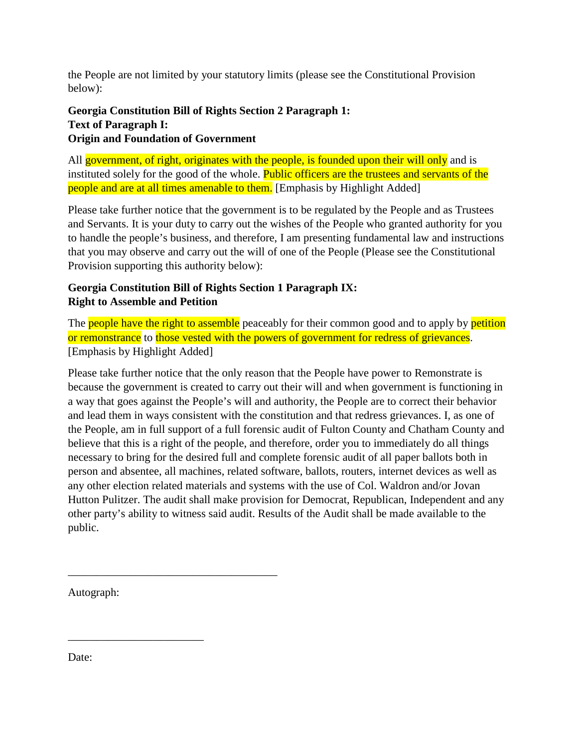the People are not limited by your statutory limits (please see the Constitutional Provision below):

**Georgia Constitution Bill of Rights Section 2 Paragraph 1:**
**Text of Paragraph I:**
**Origin and Foundation of Government**

All government, of right, originates with the people, is founded upon their will only and is instituted solely for the good of the whole. Public officers are the trustees and servants of the people and are at all times amenable to them. [Emphasis by Highlight Added]

Please take further notice that the government is to be regulated by the People and as Trustees and Servants. It is your duty to carry out the wishes of the People who granted authority for you to handle the people's business, and therefore, I am presenting fundamental law and instructions that you may observe and carry out the will of one of the People (Please see the Constitutional Provision supporting this authority below):

**Georgia Constitution Bill of Rights Section 1 Paragraph IX:**
**Right to Assemble and Petition**

The people have the right to assemble peaceably for their common good and to apply by petition or remonstrance to those vested with the powers of government for redress of grievances. [Emphasis by Highlight Added]

Please take further notice that the only reason that the People have power to Remonstrate is because the government is created to carry out their will and when government is functioning in a way that goes against the People's will and authority, the People are to correct their behavior and lead them in ways consistent with the constitution and that redress grievances. I, as one of the People, am in full support of a full forensic audit of Fulton County and Chatham County and believe that this is a right of the people, and therefore, order you to immediately do all things necessary to bring for the desired full and complete forensic audit of all paper ballots both in person and absentee, all machines, related software, ballots, routers, internet devices as well as any other election related materials and systems with the use of Col. Waldron and/or Jovan Hutton Pulitzer. The audit shall make provision for Democrat, Republican, Independent and any other party's ability to witness said audit. Results of the Audit shall be made available to the public.

\_\_\_\_\_\_\_\_\_\_\_\_\_\_\_\_\_\_\_\_\_\_\_\_\_\_\_\_\_\_\_\_\_\_\_\_

Autograph:

\_\_\_\_\_\_\_\_\_\_\_\_\_\_\_\_\_\_\_\_\_\_\_\_

Date: